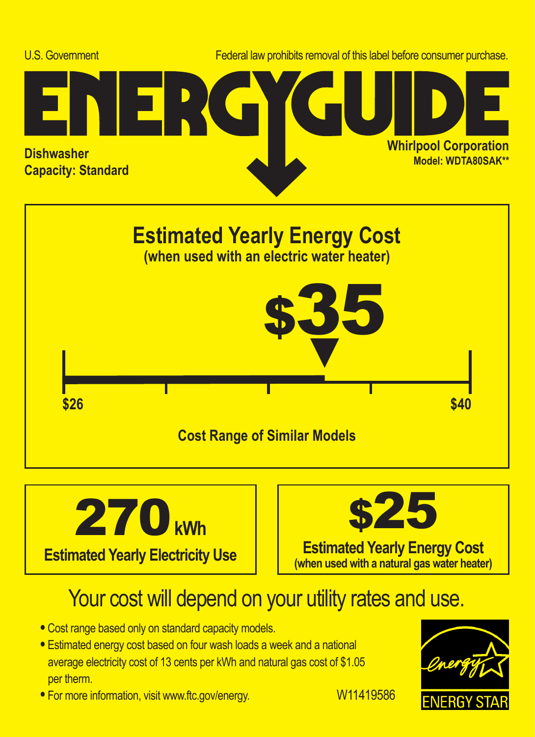U.S. Government

Federal law prohibits removal of this label before consumer purchase.

# ENERGYGUIDE

**Dishwasher**
**Capacity: Standard**

**Whirlpool Corporation**
**Model: WDTA80SAK****

## Estimated Yearly Energy Cost

**(when used with an electric water heater)**

# $35

**$26** — **$40**

**Cost Range of Similar Models**

| **270 kWh** | **$25** |
|---|---|
| **Estimated Yearly Electricity Use** | **Estimated Yearly Energy Cost** (when used with a natural gas water heater) |

## Your cost will depend on your utility rates and use.

- Cost range based only on standard capacity models.
- Estimated energy cost based on four wash loads a week and a national average electricity cost of 13 cents per kWh and natural gas cost of $1.05 per therm.
- For more information, visit www.ftc.gov/energy.

W11419586

ENERGY STAR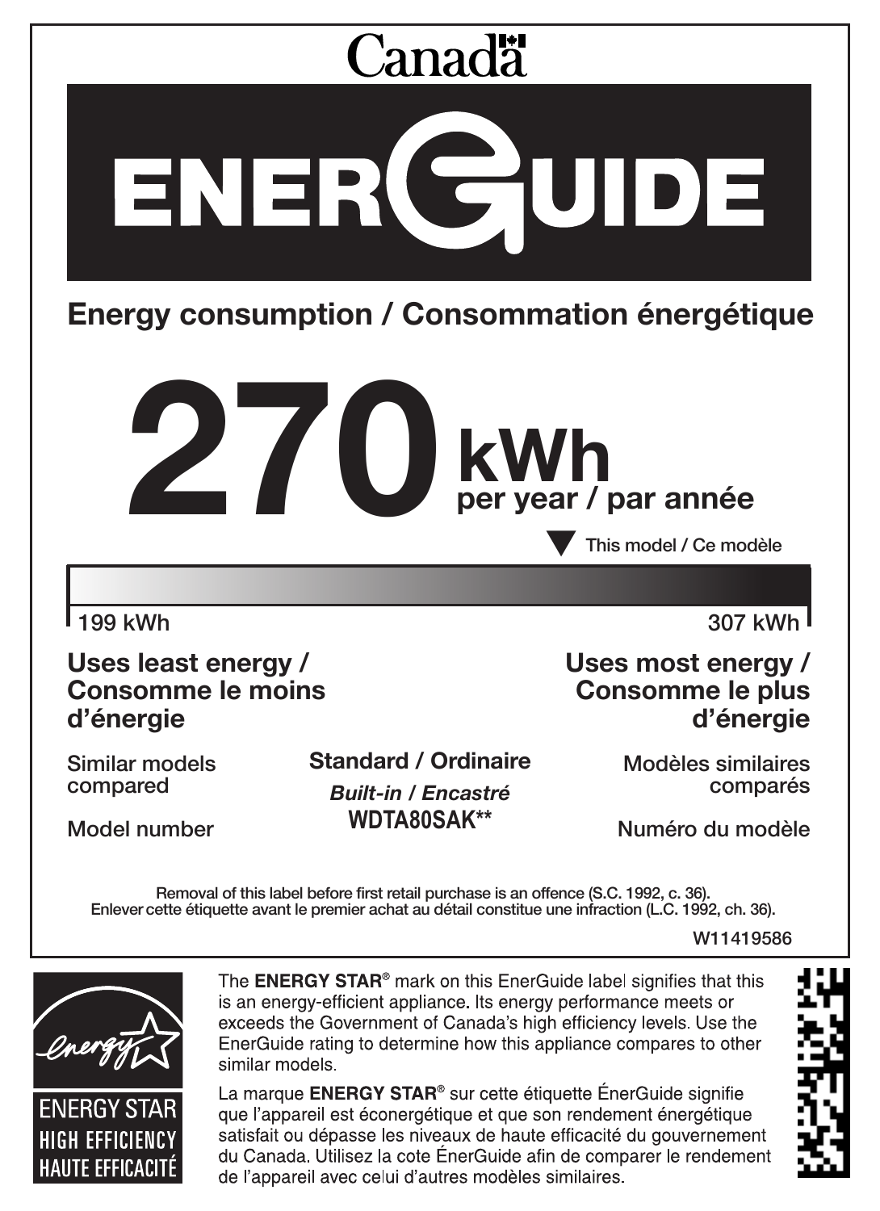Canada

# ENERGUIDE

## Energy consumption / Consommation énergétique

# 270 kWh

**per year / par année**

This model / Ce modèle

199 kWh

**Uses least energy / Consomme le moins d'énergie**

307 kWh

**Uses most energy / Consomme le plus d'énergie**

Similar models compared

**Standard / Ordinaire**

***Built-in / Encastré***

Modèles similaires comparés

Model number

**WDTA80SAK****

Numéro du modèle

Removal of this label before first retail purchase is an offence (S.C. 1992, c. 36).
Enlever cette étiquette avant le premier achat au détail constitue une infraction (L.C. 1992, ch. 36).

W11419586

ENERGY STAR
HIGH EFFICIENCY
HAUTE EFFICACITÉ

The **ENERGY STAR**® mark on this EnerGuide label signifies that this is an energy-efficient appliance. Its energy performance meets or exceeds the Government of Canada's high efficiency levels. Use the EnerGuide rating to determine how this appliance compares to other similar models.

La marque **ENERGY STAR**® sur cette étiquette ÉnerGuide signifie que l'appareil est éconergétique et que son rendement énergétique satisfait ou dépasse les niveaux de haute efficacité du gouvernement du Canada. Utilisez la cote ÉnerGuide afin de comparer le rendement de l'appareil avec celui d'autres modèles similaires.